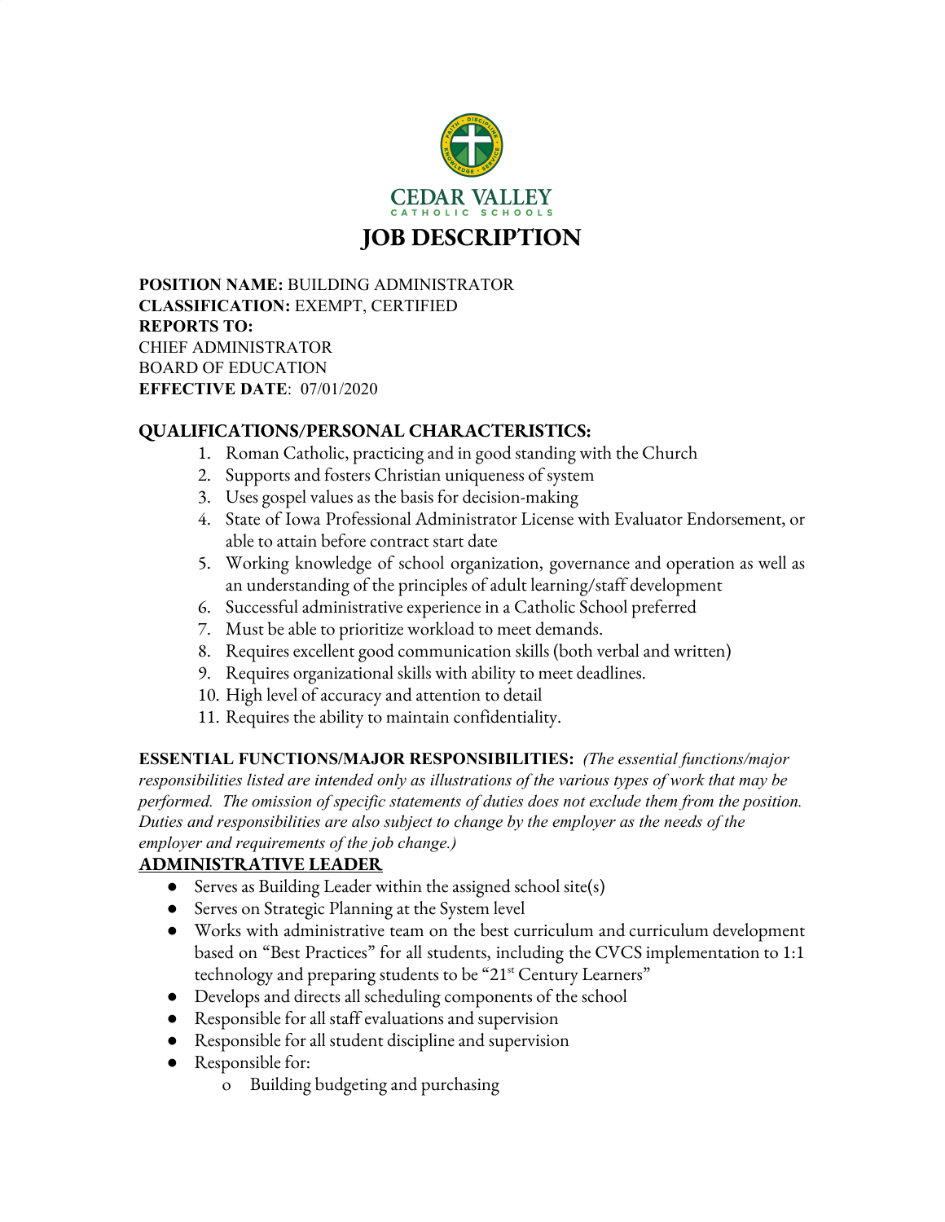# CEDAR VALLEY
CATHOLIC SCHOOLS

# JOB DESCRIPTION

**POSITION NAME:** BUILDING ADMINISTRATOR
**CLASSIFICATION:** EXEMPT, CERTIFIED
**REPORTS TO:**
CHIEF ADMINISTRATOR
BOARD OF EDUCATION
**EFFECTIVE DATE**: 07/01/2020

## QUALIFICATIONS/PERSONAL CHARACTERISTICS:

1. Roman Catholic, practicing and in good standing with the Church
2. Supports and fosters Christian uniqueness of system
3. Uses gospel values as the basis for decision-making
4. State of Iowa Professional Administrator License with Evaluator Endorsement, or able to attain before contract start date
5. Working knowledge of school organization, governance and operation as well as an understanding of the principles of adult learning/staff development
6. Successful administrative experience in a Catholic School preferred
7. Must be able to prioritize workload to meet demands.
8. Requires excellent good communication skills (both verbal and written)
9. Requires organizational skills with ability to meet deadlines.
10. High level of accuracy and attention to detail
11. Requires the ability to maintain confidentiality.

**ESSENTIAL FUNCTIONS/MAJOR RESPONSIBILITIES:** *(The essential functions/major responsibilities listed are intended only as illustrations of the various types of work that may be performed. The omission of specific statements of duties does not exclude them from the position. Duties and responsibilities are also subject to change by the employer as the needs of the employer and requirements of the job change.)*

**ADMINISTRATIVE LEADER**

- Serves as Building Leader within the assigned school site(s)
- Serves on Strategic Planning at the System level
- Works with administrative team on the best curriculum and curriculum development based on "Best Practices" for all students, including the CVCS implementation to 1:1 technology and preparing students to be "21st Century Learners"
- Develops and directs all scheduling components of the school
- Responsible for all staff evaluations and supervision
- Responsible for all student discipline and supervision
- Responsible for:
    - Building budgeting and purchasing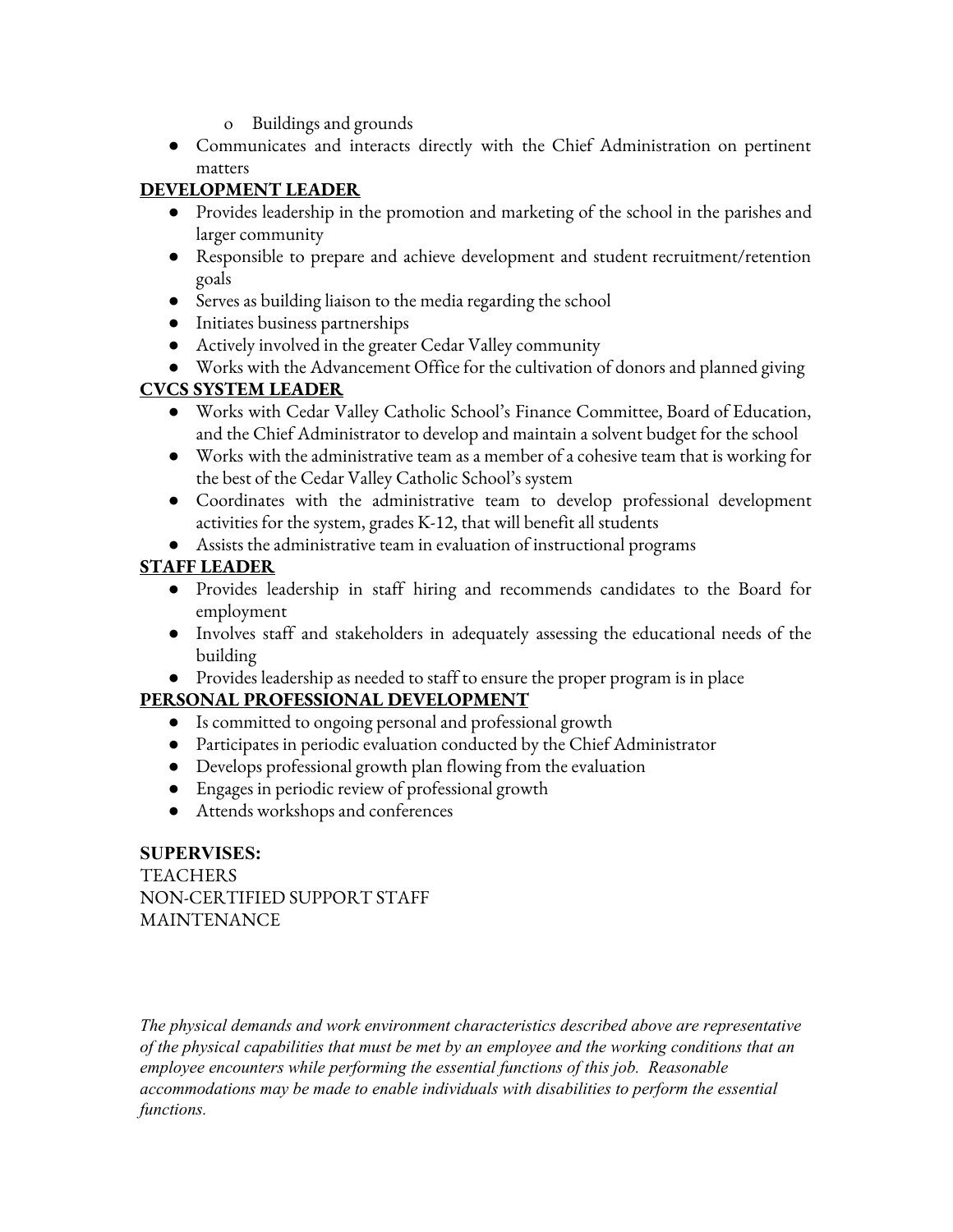- o Buildings and grounds
- Communicates and interacts directly with the Chief Administration on pertinent matters

**DEVELOPMENT LEADER**

- Provides leadership in the promotion and marketing of the school in the parishes and larger community
- Responsible to prepare and achieve development and student recruitment/retention goals
- Serves as building liaison to the media regarding the school
- Initiates business partnerships
- Actively involved in the greater Cedar Valley community
- Works with the Advancement Office for the cultivation of donors and planned giving

**CVCS SYSTEM LEADER**

- Works with Cedar Valley Catholic School's Finance Committee, Board of Education, and the Chief Administrator to develop and maintain a solvent budget for the school
- Works with the administrative team as a member of a cohesive team that is working for the best of the Cedar Valley Catholic School's system
- Coordinates with the administrative team to develop professional development activities for the system, grades K-12, that will benefit all students
- Assists the administrative team in evaluation of instructional programs

**STAFF LEADER**

- Provides leadership in staff hiring and recommends candidates to the Board for employment
- Involves staff and stakeholders in adequately assessing the educational needs of the building
- Provides leadership as needed to staff to ensure the proper program is in place

**PERSONAL PROFESSIONAL DEVELOPMENT**

- Is committed to ongoing personal and professional growth
- Participates in periodic evaluation conducted by the Chief Administrator
- Develops professional growth plan flowing from the evaluation
- Engages in periodic review of professional growth
- Attends workshops and conferences

**SUPERVISES:**

TEACHERS
NON-CERTIFIED SUPPORT STAFF
MAINTENANCE

*The physical demands and work environment characteristics described above are representative of the physical capabilities that must be met by an employee and the working conditions that an employee encounters while performing the essential functions of this job. Reasonable accommodations may be made to enable individuals with disabilities to perform the essential functions.*